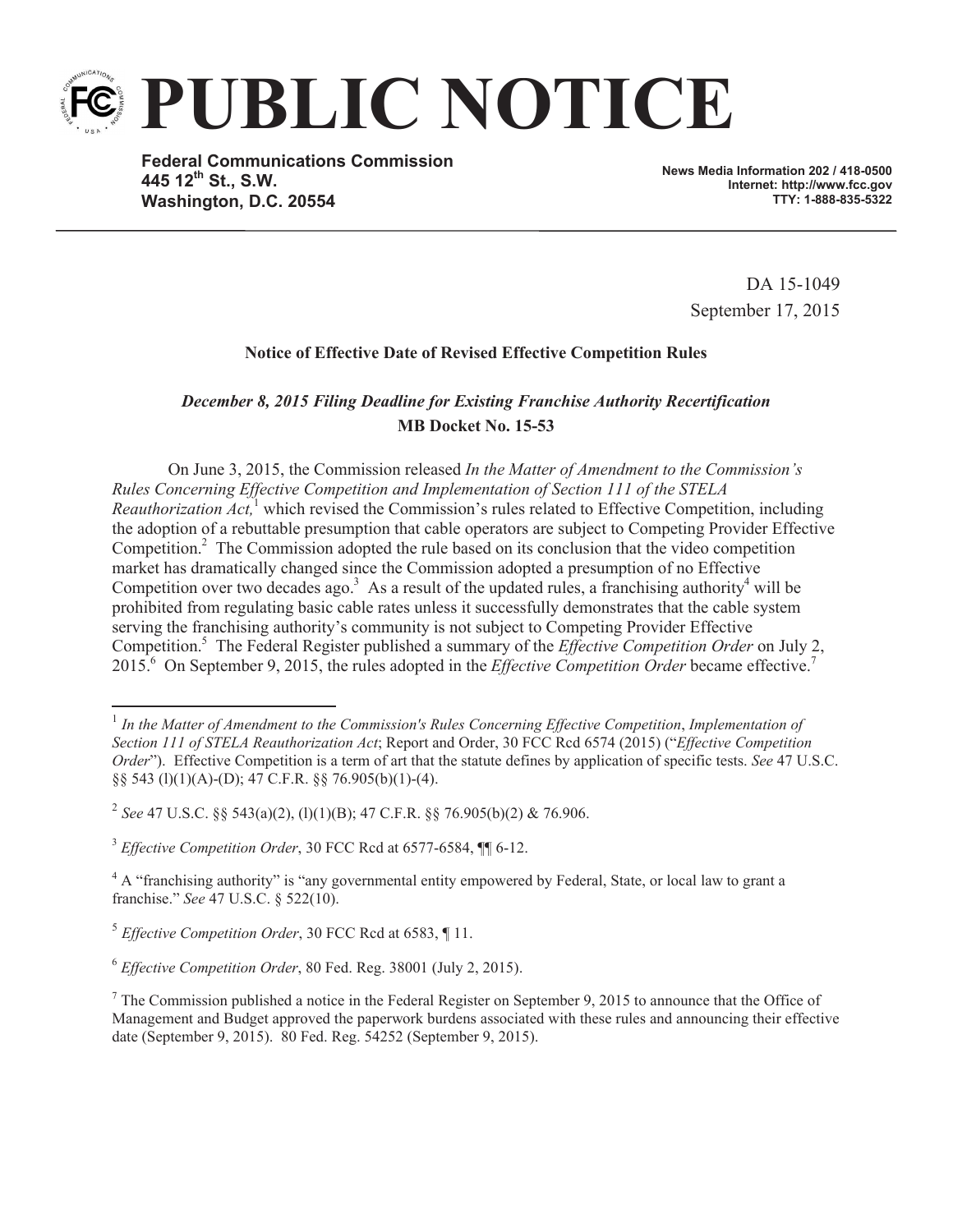# PUBLIC NOTICE

**Federal Communications Commission**
**445 12th St., S.W.**
**Washington, D.C. 20554**

**News Media Information 202 / 418-0500**
**Internet: http://www.fcc.gov**
**TTY: 1-888-835-5322**

DA 15-1049
September 17, 2015

**Notice of Effective Date of Revised Effective Competition Rules**

***December 8, 2015 Filing Deadline for Existing Franchise Authority Recertification***
**MB Docket No. 15-53**

On June 3, 2015, the Commission released *In the Matter of Amendment to the Commission's Rules Concerning Effective Competition and Implementation of Section 111 of the STELA Reauthorization Act,*[1] which revised the Commission's rules related to Effective Competition, including the adoption of a rebuttable presumption that cable operators are subject to Competing Provider Effective Competition.[2] The Commission adopted the rule based on its conclusion that the video competition market has dramatically changed since the Commission adopted a presumption of no Effective Competition over two decades ago.[3] As a result of the updated rules, a franchising authority[4] will be prohibited from regulating basic cable rates unless it successfully demonstrates that the cable system serving the franchising authority's community is not subject to Competing Provider Effective Competition.[5] The Federal Register published a summary of the *Effective Competition Order* on July 2, 2015.[6] On September 9, 2015, the rules adopted in the *Effective Competition Order* became effective.[7]

---

[1] *In the Matter of Amendment to the Commission's Rules Concerning Effective Competition*, *Implementation of Section 111 of STELA Reauthorization Act*; Report and Order, 30 FCC Rcd 6574 (2015) ("*Effective Competition Order*"). Effective Competition is a term of art that the statute defines by application of specific tests. *See* 47 U.S.C. §§ 543 (l)(1)(A)-(D); 47 C.F.R. §§ 76.905(b)(1)-(4).

[2] *See* 47 U.S.C. §§ 543(a)(2), (l)(1)(B); 47 C.F.R. §§ 76.905(b)(2) & 76.906.

[3] *Effective Competition Order*, 30 FCC Rcd at 6577-6584, ¶¶ 6-12.

[4] A "franchising authority" is "any governmental entity empowered by Federal, State, or local law to grant a franchise." *See* 47 U.S.C. § 522(10).

[5] *Effective Competition Order*, 30 FCC Rcd at 6583, ¶ 11.

[6] *Effective Competition Order*, 80 Fed. Reg. 38001 (July 2, 2015).

[7] The Commission published a notice in the Federal Register on September 9, 2015 to announce that the Office of Management and Budget approved the paperwork burdens associated with these rules and announcing their effective date (September 9, 2015). 80 Fed. Reg. 54252 (September 9, 2015).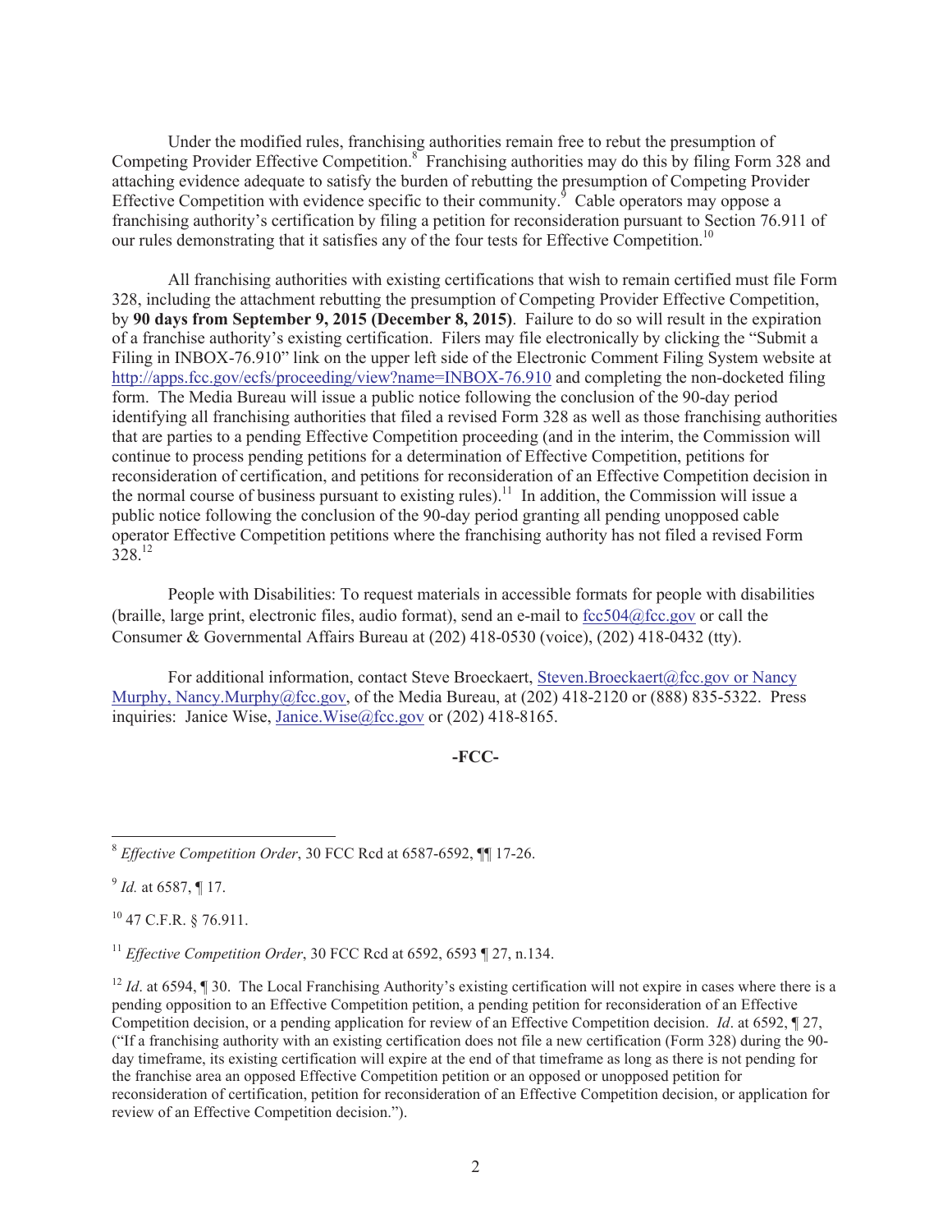Under the modified rules, franchising authorities remain free to rebut the presumption of Competing Provider Effective Competition.[8] Franchising authorities may do this by filing Form 328 and attaching evidence adequate to satisfy the burden of rebutting the presumption of Competing Provider Effective Competition with evidence specific to their community.[9] Cable operators may oppose a franchising authority's certification by filing a petition for reconsideration pursuant to Section 76.911 of our rules demonstrating that it satisfies any of the four tests for Effective Competition.[10]

All franchising authorities with existing certifications that wish to remain certified must file Form 328, including the attachment rebutting the presumption of Competing Provider Effective Competition, by **90 days from September 9, 2015 (December 8, 2015)**. Failure to do so will result in the expiration of a franchise authority's existing certification. Filers may file electronically by clicking the "Submit a Filing in INBOX-76.910" link on the upper left side of the Electronic Comment Filing System website at http://apps.fcc.gov/ecfs/proceeding/view?name=INBOX-76.910 and completing the non-docketed filing form. The Media Bureau will issue a public notice following the conclusion of the 90-day period identifying all franchising authorities that filed a revised Form 328 as well as those franchising authorities that are parties to a pending Effective Competition proceeding (and in the interim, the Commission will continue to process pending petitions for a determination of Effective Competition, petitions for reconsideration of certification, and petitions for reconsideration of an Effective Competition decision in the normal course of business pursuant to existing rules).[11] In addition, the Commission will issue a public notice following the conclusion of the 90-day period granting all pending unopposed cable operator Effective Competition petitions where the franchising authority has not filed a revised Form 328.[12]

People with Disabilities: To request materials in accessible formats for people with disabilities (braille, large print, electronic files, audio format), send an e-mail to fcc504@fcc.gov or call the Consumer & Governmental Affairs Bureau at (202) 418-0530 (voice), (202) 418-0432 (tty).

For additional information, contact Steve Broeckaert, Steven.Broeckaert@fcc.gov or Nancy Murphy, Nancy.Murphy@fcc.gov, of the Media Bureau, at (202) 418-2120 or (888) 835-5322. Press inquiries: Janice Wise, Janice.Wise@fcc.gov or (202) 418-8165.

**-FCC-**

---

[8] *Effective Competition Order*, 30 FCC Rcd at 6587-6592, ¶¶ 17-26.

[9] *Id.* at 6587, ¶ 17.

[10] 47 C.F.R. § 76.911.

[11] *Effective Competition Order*, 30 FCC Rcd at 6592, 6593 ¶ 27, n.134.

[12] *Id*. at 6594, ¶ 30. The Local Franchising Authority's existing certification will not expire in cases where there is a pending opposition to an Effective Competition petition, a pending petition for reconsideration of an Effective Competition decision, or a pending application for review of an Effective Competition decision. *Id*. at 6592, ¶ 27, ("If a franchising authority with an existing certification does not file a new certification (Form 328) during the 90-day timeframe, its existing certification will expire at the end of that timeframe as long as there is not pending for the franchise area an opposed Effective Competition petition or an opposed or unopposed petition for reconsideration of certification, petition for reconsideration of an Effective Competition decision, or application for review of an Effective Competition decision.").